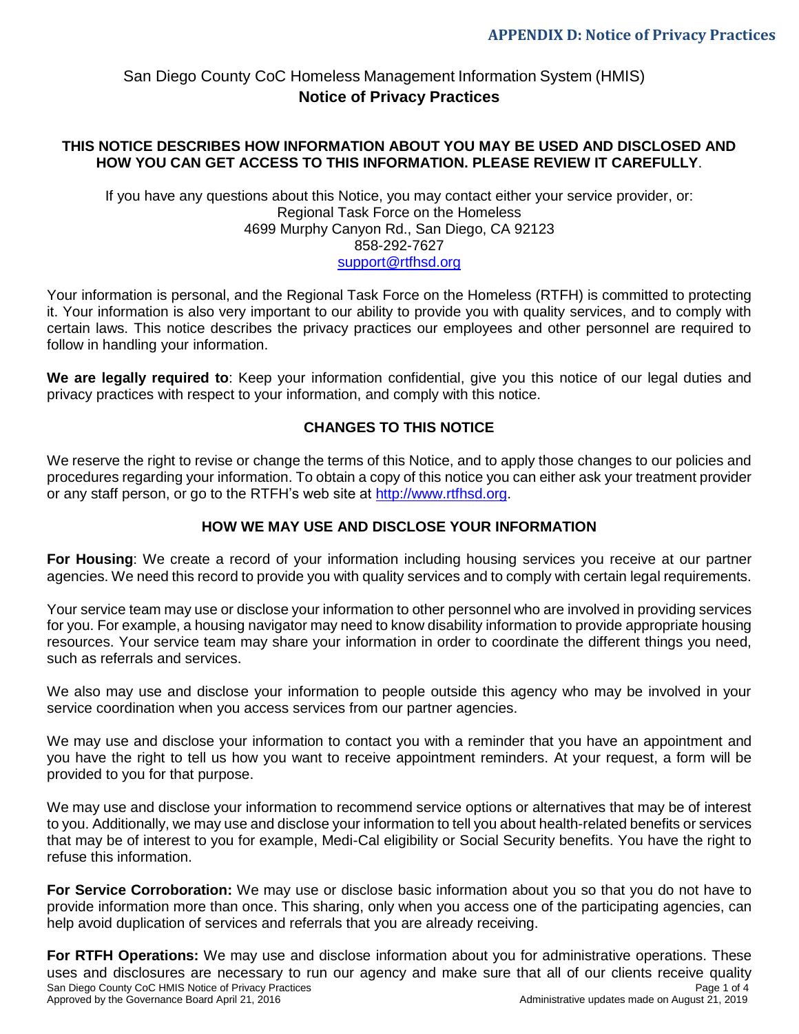# San Diego County CoC Homeless Management Information System (HMIS)
## Notice of Privacy Practices

**THIS NOTICE DESCRIBES HOW INFORMATION ABOUT YOU MAY BE USED AND DISCLOSED AND HOW YOU CAN GET ACCESS TO THIS INFORMATION. PLEASE REVIEW IT CAREFULLY**.

If you have any questions about this Notice, you may contact either your service provider, or:
Regional Task Force on the Homeless
4699 Murphy Canyon Rd., San Diego, CA 92123
858-292-7627
support@rtfhsd.org

Your information is personal, and the Regional Task Force on the Homeless (RTFH) is committed to protecting it. Your information is also very important to our ability to provide you with quality services, and to comply with certain laws. This notice describes the privacy practices our employees and other personnel are required to follow in handling your information.

**We are legally required to**: Keep your information confidential, give you this notice of our legal duties and privacy practices with respect to your information, and comply with this notice.

### CHANGES TO THIS NOTICE

We reserve the right to revise or change the terms of this Notice, and to apply those changes to our policies and procedures regarding your information. To obtain a copy of this notice you can either ask your treatment provider or any staff person, or go to the RTFH's web site at http://www.rtfhsd.org.

### HOW WE MAY USE AND DISCLOSE YOUR INFORMATION

**For Housing**: We create a record of your information including housing services you receive at our partner agencies. We need this record to provide you with quality services and to comply with certain legal requirements.

Your service team may use or disclose your information to other personnel who are involved in providing services for you. For example, a housing navigator may need to know disability information to provide appropriate housing resources. Your service team may share your information in order to coordinate the different things you need, such as referrals and services.

We also may use and disclose your information to people outside this agency who may be involved in your service coordination when you access services from our partner agencies.

We may use and disclose your information to contact you with a reminder that you have an appointment and you have the right to tell us how you want to receive appointment reminders. At your request, a form will be provided to you for that purpose.

We may use and disclose your information to recommend service options or alternatives that may be of interest to you. Additionally, we may use and disclose your information to tell you about health-related benefits or services that may be of interest to you for example, Medi-Cal eligibility or Social Security benefits. You have the right to refuse this information.

**For Service Corroboration:** We may use or disclose basic information about you so that you do not have to provide information more than once. This sharing, only when you access one of the participating agencies, can help avoid duplication of services and referrals that you are already receiving.

**For RTFH Operations:** We may use and disclose information about you for administrative operations. These uses and disclosures are necessary to run our agency and make sure that all of our clients receive quality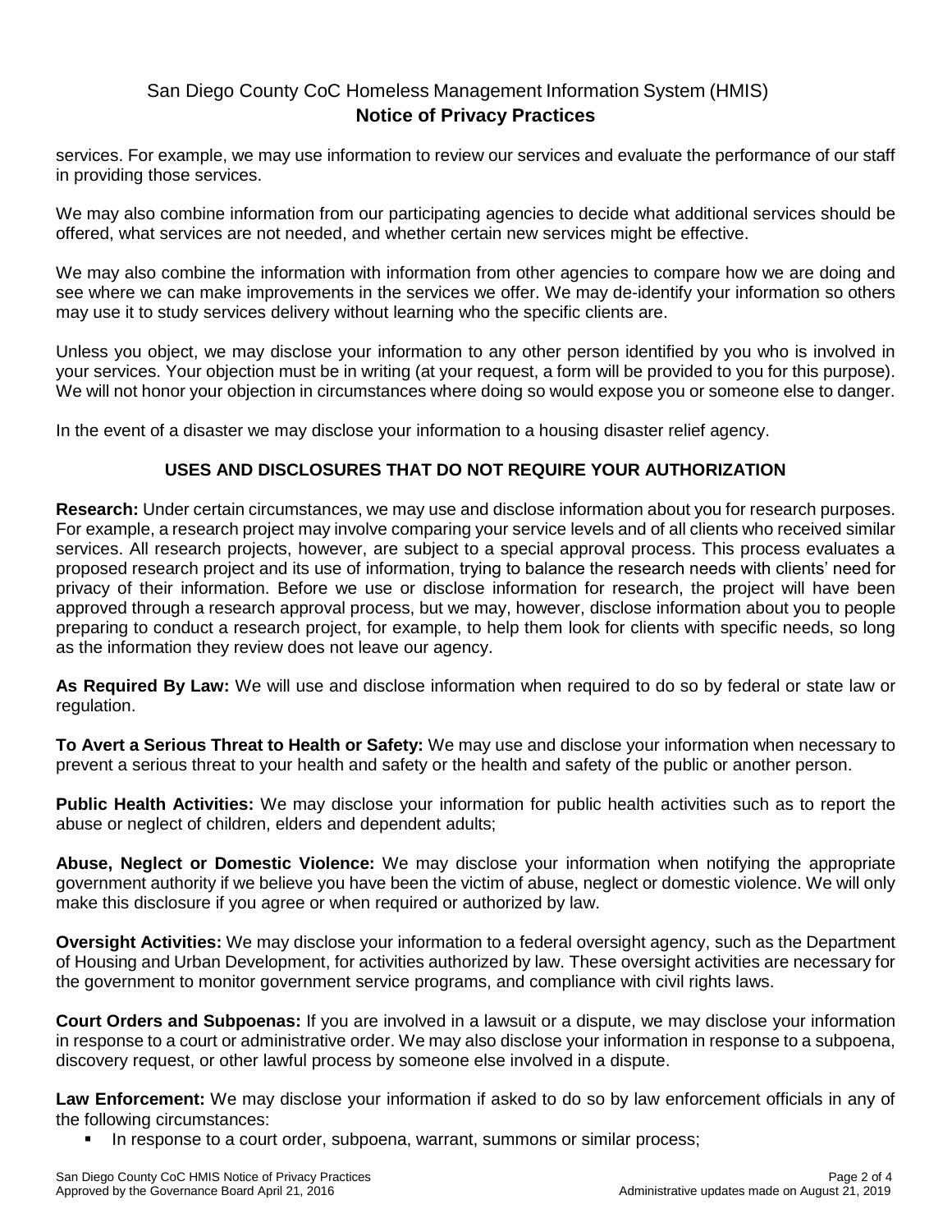services. For example, we may use information to review our services and evaluate the performance of our staff in providing those services.

We may also combine information from our participating agencies to decide what additional services should be offered, what services are not needed, and whether certain new services might be effective.

We may also combine the information with information from other agencies to compare how we are doing and see where we can make improvements in the services we offer. We may de-identify your information so others may use it to study services delivery without learning who the specific clients are.

Unless you object, we may disclose your information to any other person identified by you who is involved in your services. Your objection must be in writing (at your request, a form will be provided to you for this purpose). We will not honor your objection in circumstances where doing so would expose you or someone else to danger.

In the event of a disaster we may disclose your information to a housing disaster relief agency.

## USES AND DISCLOSURES THAT DO NOT REQUIRE YOUR AUTHORIZATION

**Research:** Under certain circumstances, we may use and disclose information about you for research purposes. For example, a research project may involve comparing your service levels and of all clients who received similar services. All research projects, however, are subject to a special approval process. This process evaluates a proposed research project and its use of information, trying to balance the research needs with clients' need for privacy of their information. Before we use or disclose information for research, the project will have been approved through a research approval process, but we may, however, disclose information about you to people preparing to conduct a research project, for example, to help them look for clients with specific needs, so long as the information they review does not leave our agency.

**As Required By Law:** We will use and disclose information when required to do so by federal or state law or regulation.

**To Avert a Serious Threat to Health or Safety:** We may use and disclose your information when necessary to prevent a serious threat to your health and safety or the health and safety of the public or another person.

**Public Health Activities:** We may disclose your information for public health activities such as to report the abuse or neglect of children, elders and dependent adults;

**Abuse, Neglect or Domestic Violence:** We may disclose your information when notifying the appropriate government authority if we believe you have been the victim of abuse, neglect or domestic violence. We will only make this disclosure if you agree or when required or authorized by law.

**Oversight Activities:** We may disclose your information to a federal oversight agency, such as the Department of Housing and Urban Development, for activities authorized by law. These oversight activities are necessary for the government to monitor government service programs, and compliance with civil rights laws.

**Court Orders and Subpoenas:** If you are involved in a lawsuit or a dispute, we may disclose your information in response to a court or administrative order. We may also disclose your information in response to a subpoena, discovery request, or other lawful process by someone else involved in a dispute.

**Law Enforcement:** We may disclose your information if asked to do so by law enforcement officials in any of the following circumstances:

- In response to a court order, subpoena, warrant, summons or similar process;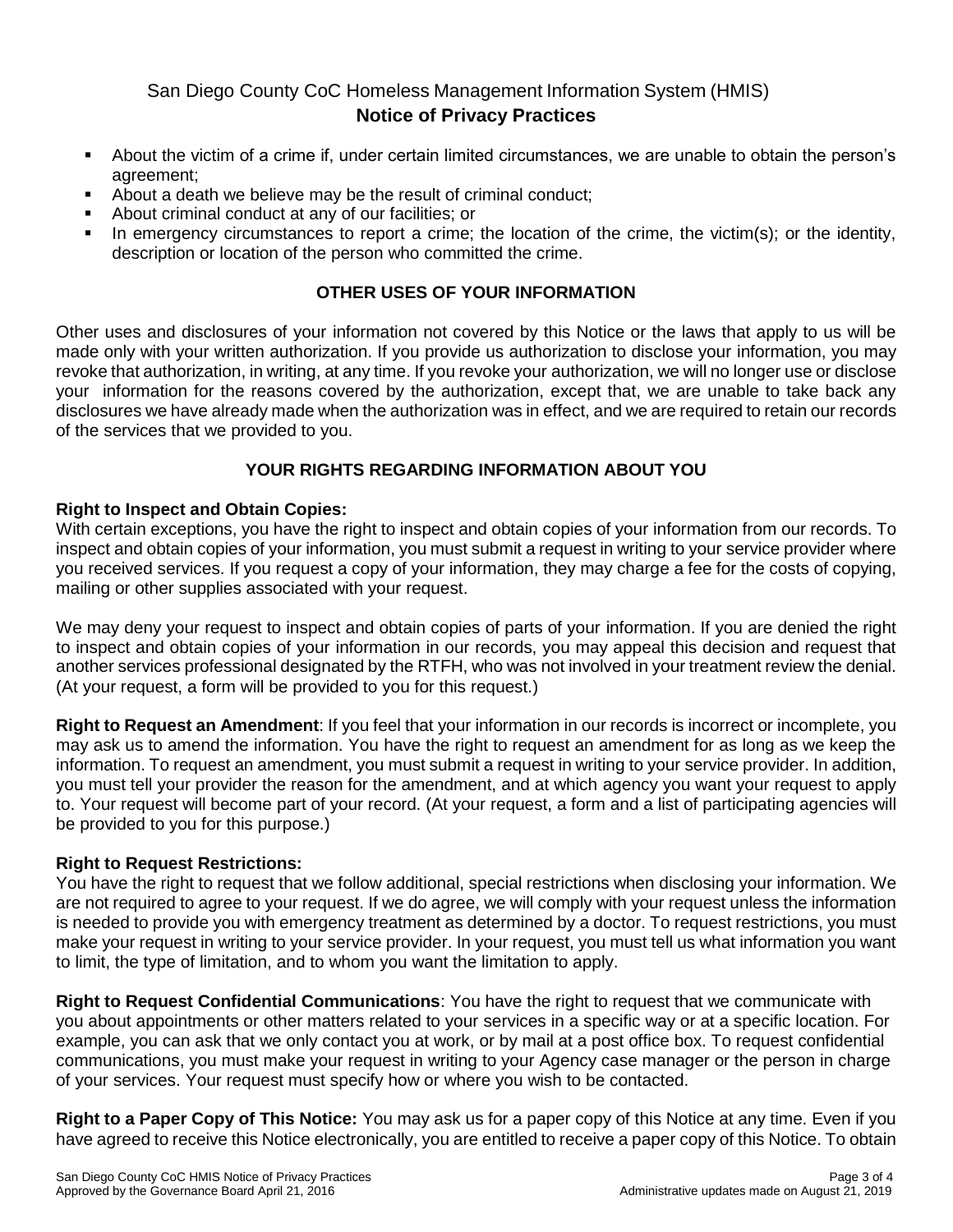- About the victim of a crime if, under certain limited circumstances, we are unable to obtain the person's agreement;
- About a death we believe may be the result of criminal conduct;
- About criminal conduct at any of our facilities; or
- In emergency circumstances to report a crime; the location of the crime, the victim(s); or the identity, description or location of the person who committed the crime.

## OTHER USES OF YOUR INFORMATION

Other uses and disclosures of your information not covered by this Notice or the laws that apply to us will be made only with your written authorization. If you provide us authorization to disclose your information, you may revoke that authorization, in writing, at any time. If you revoke your authorization, we will no longer use or disclose your information for the reasons covered by the authorization, except that, we are unable to take back any disclosures we have already made when the authorization was in effect, and we are required to retain our records of the services that we provided to you.

## YOUR RIGHTS REGARDING INFORMATION ABOUT YOU

**Right to Inspect and Obtain Copies:**
With certain exceptions, you have the right to inspect and obtain copies of your information from our records. To inspect and obtain copies of your information, you must submit a request in writing to your service provider where you received services. If you request a copy of your information, they may charge a fee for the costs of copying, mailing or other supplies associated with your request.

We may deny your request to inspect and obtain copies of parts of your information. If you are denied the right to inspect and obtain copies of your information in our records, you may appeal this decision and request that another services professional designated by the RTFH, who was not involved in your treatment review the denial. (At your request, a form will be provided to you for this request.)

**Right to Request an Amendment**: If you feel that your information in our records is incorrect or incomplete, you may ask us to amend the information. You have the right to request an amendment for as long as we keep the information. To request an amendment, you must submit a request in writing to your service provider. In addition, you must tell your provider the reason for the amendment, and at which agency you want your request to apply to. Your request will become part of your record. (At your request, a form and a list of participating agencies will be provided to you for this purpose.)

**Right to Request Restrictions:**
You have the right to request that we follow additional, special restrictions when disclosing your information. We are not required to agree to your request. If we do agree, we will comply with your request unless the information is needed to provide you with emergency treatment as determined by a doctor. To request restrictions, you must make your request in writing to your service provider. In your request, you must tell us what information you want to limit, the type of limitation, and to whom you want the limitation to apply.

**Right to Request Confidential Communications**: You have the right to request that we communicate with you about appointments or other matters related to your services in a specific way or at a specific location. For example, you can ask that we only contact you at work, or by mail at a post office box. To request confidential communications, you must make your request in writing to your Agency case manager or the person in charge of your services. Your request must specify how or where you wish to be contacted.

**Right to a Paper Copy of This Notice:** You may ask us for a paper copy of this Notice at any time. Even if you have agreed to receive this Notice electronically, you are entitled to receive a paper copy of this Notice. To obtain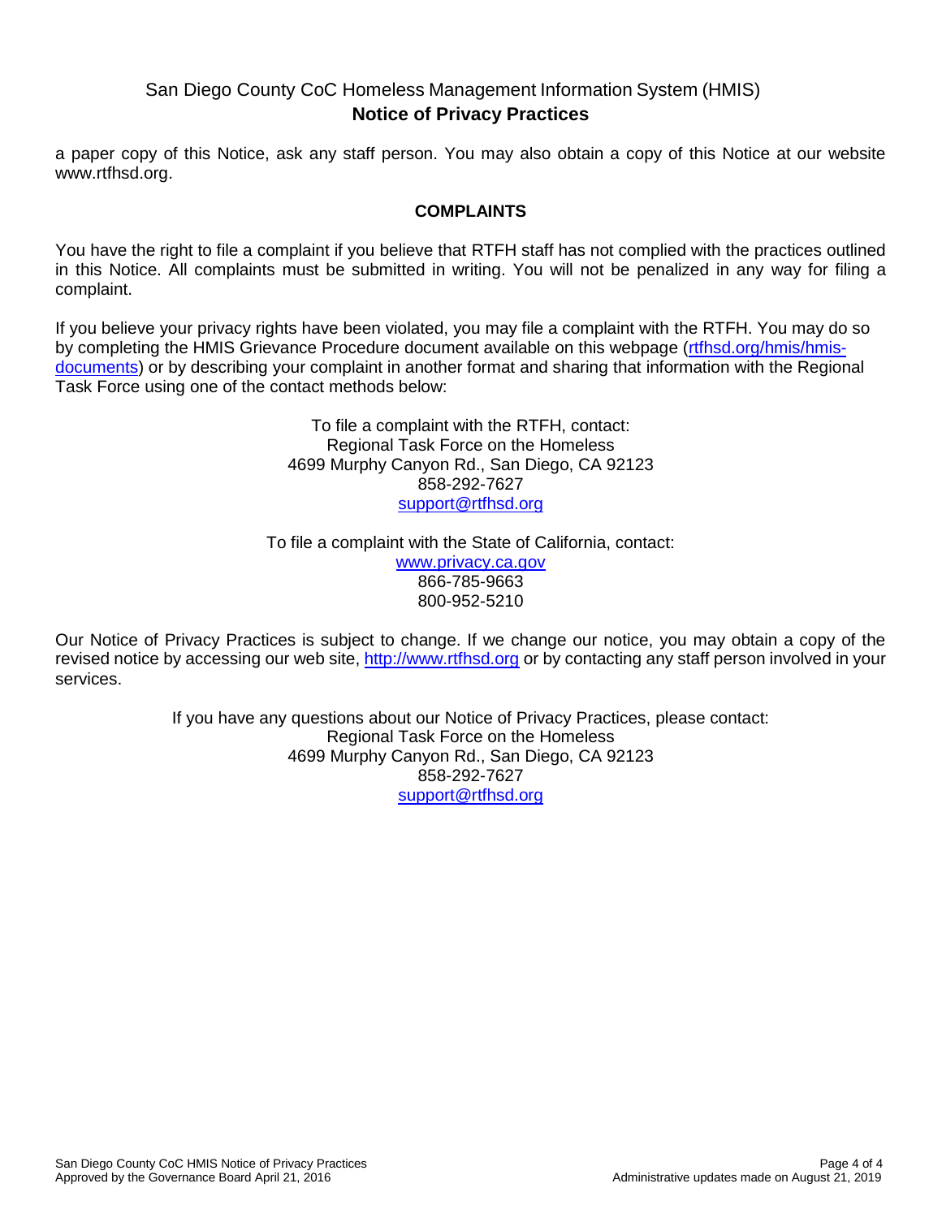a paper copy of this Notice, ask any staff person. You may also obtain a copy of this Notice at our website www.rtfhsd.org.

## COMPLAINTS

You have the right to file a complaint if you believe that RTFH staff has not complied with the practices outlined in this Notice. All complaints must be submitted in writing. You will not be penalized in any way for filing a complaint.

If you believe your privacy rights have been violated, you may file a complaint with the RTFH. You may do so by completing the HMIS Grievance Procedure document available on this webpage (rtfhsd.org/hmis/hmis-documents) or by describing your complaint in another format and sharing that information with the Regional Task Force using one of the contact methods below:

To file a complaint with the RTFH, contact:
Regional Task Force on the Homeless
4699 Murphy Canyon Rd., San Diego, CA 92123
858-292-7627
support@rtfhsd.org

To file a complaint with the State of California, contact:
www.privacy.ca.gov
866-785-9663
800-952-5210

Our Notice of Privacy Practices is subject to change. If we change our notice, you may obtain a copy of the revised notice by accessing our web site, http://www.rtfhsd.org or by contacting any staff person involved in your services.

If you have any questions about our Notice of Privacy Practices, please contact:
Regional Task Force on the Homeless
4699 Murphy Canyon Rd., San Diego, CA 92123
858-292-7627
support@rtfhsd.org